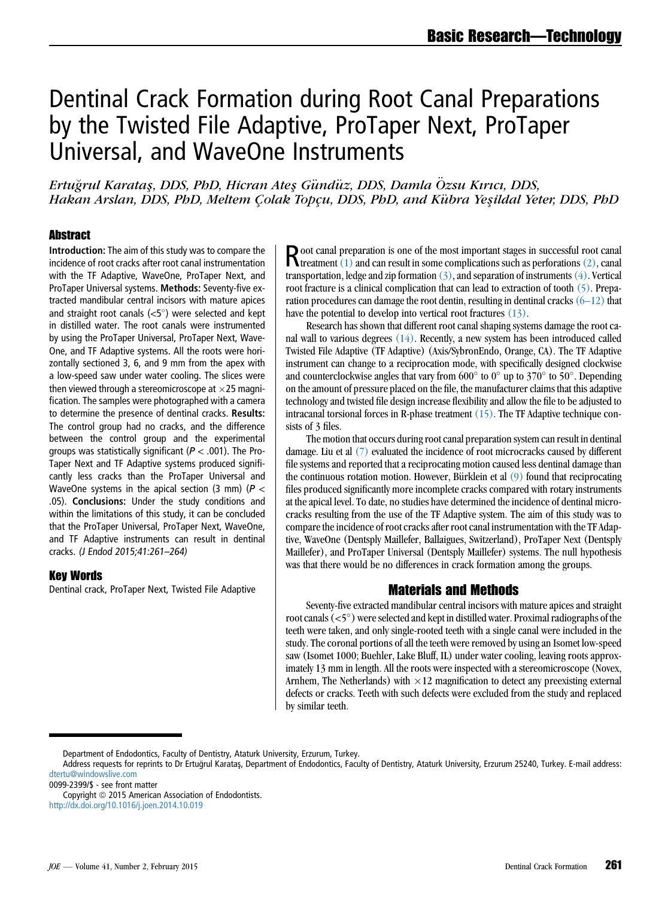# Dentinal Crack Formation during Root Canal Preparations by the Twisted File Adaptive, ProTaper Next, ProTaper Universal, and WaveOne Instruments

*Ertuğrul Karataş, DDS, PhD, Hicran Ateş Gündüz, DDS, Damla Özsu Kırıcı, DDS, Hakan Arslan, DDS, PhD, Meltem Çolak Topçu, DDS, PhD, and Kübra Yeşildal Yeter, DDS, PhD*

## Abstract

**Introduction:** The aim of this study was to compare the incidence of root cracks after root canal instrumentation with the TF Adaptive, WaveOne, ProTaper Next, and ProTaper Universal systems. **Methods:** Seventy-five extracted mandibular central incisors with mature apices and straight root canals (<5°) were selected and kept in distilled water. The root canals were instrumented by using the ProTaper Universal, ProTaper Next, WaveOne, and TF Adaptive systems. All the roots were horizontally sectioned 3, 6, and 9 mm from the apex with a low-speed saw under water cooling. The slices were then viewed through a stereomicroscope at ×25 magnification. The samples were photographed with a camera to determine the presence of dentinal cracks. **Results:** The control group had no cracks, and the difference between the control group and the experimental groups was statistically significant ($P < .001$). The ProTaper Next and TF Adaptive systems produced significantly less cracks than the ProTaper Universal and WaveOne systems in the apical section (3 mm) ($P < .05$). **Conclusions:** Under the study conditions and within the limitations of this study, it can be concluded that the ProTaper Universal, ProTaper Next, WaveOne, and TF Adaptive instruments can result in dentinal cracks. *(J Endod 2015;41:261–264)*

## Key Words

Dentinal crack, ProTaper Next, Twisted File Adaptive

Root canal preparation is one of the most important stages in successful root canal treatment (1) and can result in some complications such as perforations (2), canal transportation, ledge and zip formation (3), and separation of instruments (4). Vertical root fracture is a clinical complication that can lead to extraction of tooth (5). Preparation procedures can damage the root dentin, resulting in dentinal cracks (6–12) that have the potential to develop into vertical root fractures (13).

Research has shown that different root canal shaping systems damage the root canal wall to various degrees (14). Recently, a new system has been introduced called Twisted File Adaptive (TF Adaptive) (Axis/SybronEndo, Orange, CA). The TF Adaptive instrument can change to a reciprocation mode, with specifically designed clockwise and counterclockwise angles that vary from 600° to 0° up to 370° to 50°. Depending on the amount of pressure placed on the file, the manufacturer claims that this adaptive technology and twisted file design increase flexibility and allow the file to be adjusted to intracanal torsional forces in R-phase treatment (15). The TF Adaptive technique consists of 3 files.

The motion that occurs during root canal preparation system can result in dentinal damage. Liu et al (7) evaluated the incidence of root microcracks caused by different file systems and reported that a reciprocating motion caused less dentinal damage than the continuous rotation motion. However, Bürklein et al (9) found that reciprocating files produced significantly more incomplete cracks compared with rotary instruments at the apical level. To date, no studies have determined the incidence of dentinal microcracks resulting from the use of the TF Adaptive system. The aim of this study was to compare the incidence of root cracks after root canal instrumentation with the TF Adaptive, WaveOne (Dentsply Maillefer, Ballaigues, Switzerland), ProTaper Next (Dentsply Maillefer), and ProTaper Universal (Dentsply Maillefer) systems. The null hypothesis was that there would be no differences in crack formation among the groups.

## Materials and Methods

Seventy-five extracted mandibular central incisors with mature apices and straight root canals (<5°) were selected and kept in distilled water. Proximal radiographs of the teeth were taken, and only single-rooted teeth with a single canal were included in the study. The coronal portions of all the teeth were removed by using an Isomet low-speed saw (Isomet 1000; Buehler, Lake Bluff, IL) under water cooling, leaving roots approximately 13 mm in length. All the roots were inspected with a stereomicroscope (Novex, Arnhem, The Netherlands) with ×12 magnification to detect any preexisting external defects or cracks. Teeth with such defects were excluded from the study and replaced by similar teeth.

Department of Endodontics, Faculty of Dentistry, Ataturk University, Erzurum, Turkey.

Address requests for reprints to Dr Ertuğrul Karataş, Department of Endodontics, Faculty of Dentistry, Ataturk University, Erzurum 25240, Turkey. E-mail address: dtertu@windowslive.com

0099-2399/$ - see front matter

Copyright © 2015 American Association of Endodontists.

http://dx.doi.org/10.1016/j.joen.2014.10.019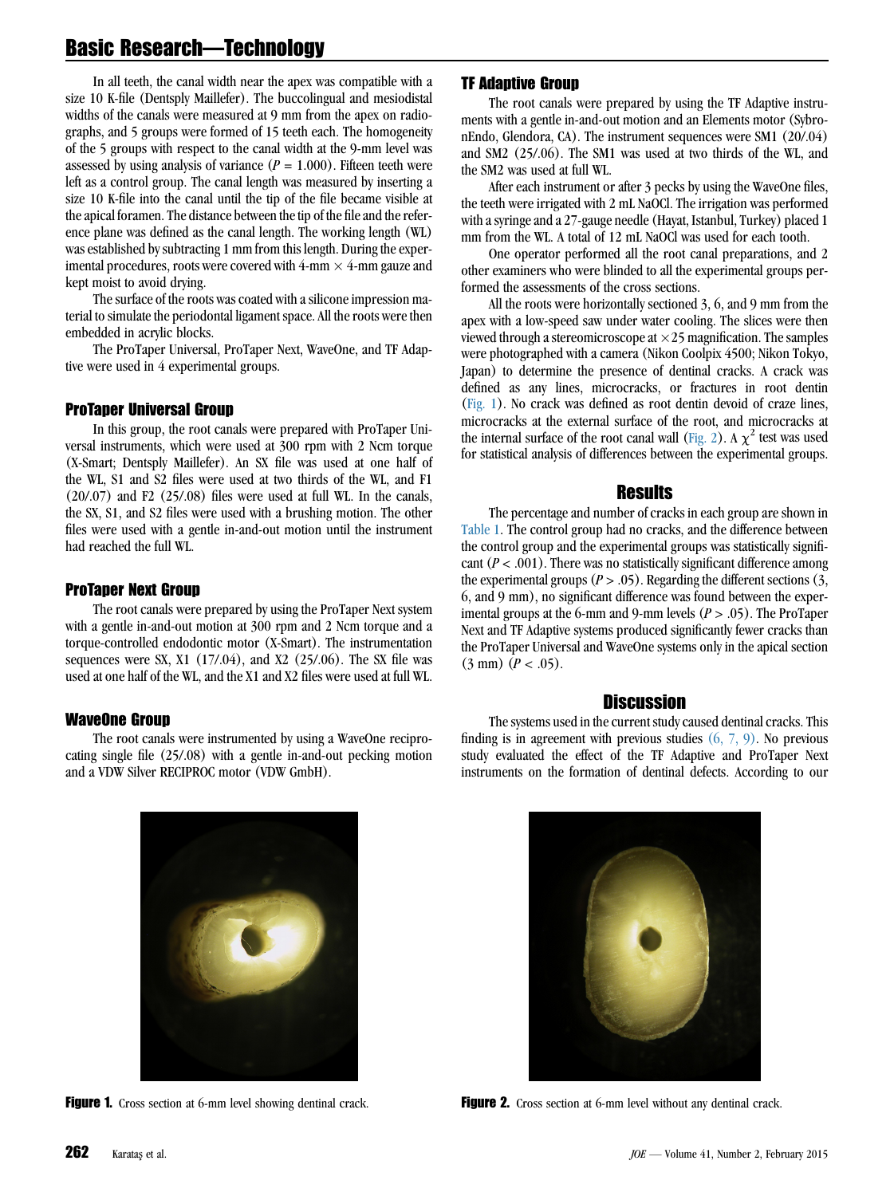In all teeth, the canal width near the apex was compatible with a size 10 K-file (Dentsply Maillefer). The buccolingual and mesiodistal widths of the canals were measured at 9 mm from the apex on radiographs, and 5 groups were formed of 15 teeth each. The homogeneity of the 5 groups with respect to the canal width at the 9-mm level was assessed by using analysis of variance ($P = 1.000$). Fifteen teeth were left as a control group. The canal length was measured by inserting a size 10 K-file into the canal until the tip of the file became visible at the apical foramen. The distance between the tip of the file and the reference plane was defined as the canal length. The working length (WL) was established by subtracting 1 mm from this length. During the experimental procedures, roots were covered with 4-mm × 4-mm gauze and kept moist to avoid drying.

The surface of the roots was coated with a silicone impression material to simulate the periodontal ligament space. All the roots were then embedded in acrylic blocks.

The ProTaper Universal, ProTaper Next, WaveOne, and TF Adaptive were used in 4 experimental groups.

### ProTaper Universal Group

In this group, the root canals were prepared with ProTaper Universal instruments, which were used at 300 rpm with 2 Ncm torque (X-Smart; Dentsply Maillefer). An SX file was used at one half of the WL, S1 and S2 files were used at two thirds of the WL, and F1 (20/.07) and F2 (25/.08) files were used at full WL. In the canals, the SX, S1, and S2 files were used with a brushing motion. The other files were used with a gentle in-and-out motion until the instrument had reached the full WL.

### ProTaper Next Group

The root canals were prepared by using the ProTaper Next system with a gentle in-and-out motion at 300 rpm and 2 Ncm torque and a torque-controlled endodontic motor (X-Smart). The instrumentation sequences were SX, X1 (17/.04), and X2 (25/.06). The SX file was used at one half of the WL, and the X1 and X2 files were used at full WL.

### WaveOne Group

The root canals were instrumented by using a WaveOne reciprocating single file (25/.08) with a gentle in-and-out pecking motion and a VDW Silver RECIPROC motor (VDW GmbH).

### TF Adaptive Group

The root canals were prepared by using the TF Adaptive instruments with a gentle in-and-out motion and an Elements motor (SybronEndo, Glendora, CA). The instrument sequences were SM1 (20/.04) and SM2 (25/.06). The SM1 was used at two thirds of the WL, and the SM2 was used at full WL.

After each instrument or after 3 pecks by using the WaveOne files, the teeth were irrigated with 2 mL NaOCl. The irrigation was performed with a syringe and a 27-gauge needle (Hayat, Istanbul, Turkey) placed 1 mm from the WL. A total of 12 mL NaOCl was used for each tooth.

One operator performed all the root canal preparations, and 2 other examiners who were blinded to all the experimental groups performed the assessments of the cross sections.

All the roots were horizontally sectioned 3, 6, and 9 mm from the apex with a low-speed saw under water cooling. The slices were then viewed through a stereomicroscope at ×25 magnification. The samples were photographed with a camera (Nikon Coolpix 4500; Nikon Tokyo, Japan) to determine the presence of dentinal cracks. A crack was defined as any lines, microcracks, or fractures in root dentin (Fig. 1). No crack was defined as root dentin devoid of craze lines, microcracks at the external surface of the root, and microcracks at the internal surface of the root canal wall (Fig. 2). A $\chi^2$ test was used for statistical analysis of differences between the experimental groups.

## Results

The percentage and number of cracks in each group are shown in Table 1. The control group had no cracks, and the difference between the control group and the experimental groups was statistically significant ($P < .001$). There was no statistically significant difference among the experimental groups ($P > .05$). Regarding the different sections (3, 6, and 9 mm), no significant difference was found between the experimental groups at the 6-mm and 9-mm levels ($P > .05$). The ProTaper Next and TF Adaptive systems produced significantly fewer cracks than the ProTaper Universal and WaveOne systems only in the apical section (3 mm) ($P < .05$).

## Discussion

The systems used in the current study caused dentinal cracks. This finding is in agreement with previous studies (6, 7, 9). No previous study evaluated the effect of the TF Adaptive and ProTaper Next instruments on the formation of dentinal defects. According to our

**Figure 1.** Cross section at 6-mm level showing dentinal crack.

**Figure 2.** Cross section at 6-mm level without any dentinal crack.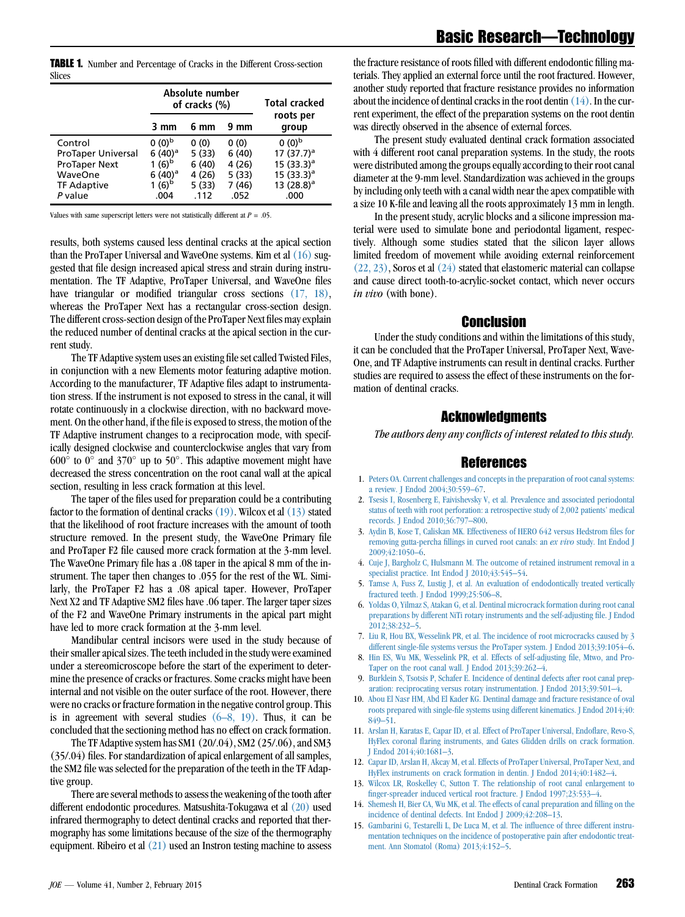**TABLE 1.** Number and Percentage of Cracks in the Different Cross-section Slices

| | Absolute number of cracks (%) | | | Total cracked roots per group |
|---|---|---|---|---|
| | 3 mm | 6 mm | 9 mm | |
| Control | 0 (0)[b] | 0 (0) | 0 (0) | 0 (0)[b] |
| ProTaper Universal | 6 (40)[a] | 5 (33) | 6 (40) | 17 (37.7)[a] |
| ProTaper Next | 1 (6)[b] | 6 (40) | 4 (26) | 15 (33.3)[a] |
| WaveOne | 6 (40)[a] | 4 (26) | 5 (33) | 15 (33.3)[a] |
| TF Adaptive | 1 (6)[b] | 5 (33) | 7 (46) | 13 (28.8)[a] |
| *P* value | .004 | .112 | .052 | .000 |

Values with same superscript letters were not statistically different at $P = .05$.

results, both systems caused less dentinal cracks at the apical section than the ProTaper Universal and WaveOne systems. Kim et al (16) suggested that file design increased apical stress and strain during instrumentation. The TF Adaptive, ProTaper Universal, and WaveOne files have triangular or modified triangular cross sections (17, 18), whereas the ProTaper Next has a rectangular cross-section design. The different cross-section design of the ProTaper Next files may explain the reduced number of dentinal cracks at the apical section in the current study.

The TF Adaptive system uses an existing file set called Twisted Files, in conjunction with a new Elements motor featuring adaptive motion. According to the manufacturer, TF Adaptive files adapt to instrumentation stress. If the instrument is not exposed to stress in the canal, it will rotate continuously in a clockwise direction, with no backward movement. On the other hand, if the file is exposed to stress, the motion of the TF Adaptive instrument changes to a reciprocation mode, with specifically designed clockwise and counterclockwise angles that vary from 600° to 0° and 370° up to 50°. This adaptive movement might have decreased the stress concentration on the root canal wall at the apical section, resulting in less crack formation at this level.

The taper of the files used for preparation could be a contributing factor to the formation of dentinal cracks (19). Wilcox et al (13) stated that the likelihood of root fracture increases with the amount of tooth structure removed. In the present study, the WaveOne Primary file and ProTaper F2 file caused more crack formation at the 3-mm level. The WaveOne Primary file has a .08 taper in the apical 8 mm of the instrument. The taper then changes to .055 for the rest of the WL. Similarly, the ProTaper F2 has a .08 apical taper. However, ProTaper Next X2 and TF Adaptive SM2 files have .06 taper. The larger taper sizes of the F2 and WaveOne Primary instruments in the apical part might have led to more crack formation at the 3-mm level.

Mandibular central incisors were used in the study because of their smaller apical sizes. The teeth included in the study were examined under a stereomicroscope before the start of the experiment to determine the presence of cracks or fractures. Some cracks might have been internal and not visible on the outer surface of the root. However, there were no cracks or fracture formation in the negative control group. This is in agreement with several studies (6–8, 19). Thus, it can be concluded that the sectioning method has no effect on crack formation.

The TF Adaptive system has SM1 (20/.04), SM2 (25/.06), and SM3 (35/.04) files. For standardization of apical enlargement of all samples, the SM2 file was selected for the preparation of the teeth in the TF Adaptive group.

There are several methods to assess the weakening of the tooth after different endodontic procedures. Matsushita-Tokugawa et al (20) used infrared thermography to detect dentinal cracks and reported that thermography has some limitations because of the size of the thermography equipment. Ribeiro et al (21) used an Instron testing machine to assess the fracture resistance of roots filled with different endodontic filling materials. They applied an external force until the root fractured. However, another study reported that fracture resistance provides no information about the incidence of dentinal cracks in the root dentin (14). In the current experiment, the effect of the preparation systems on the root dentin was directly observed in the absence of external forces.

The present study evaluated dentinal crack formation associated with 4 different root canal preparation systems. In the study, the roots were distributed among the groups equally according to their root canal diameter at the 9-mm level. Standardization was achieved in the groups by including only teeth with a canal width near the apex compatible with a size 10 K-file and leaving all the roots approximately 13 mm in length.

In the present study, acrylic blocks and a silicone impression material were used to simulate bone and periodontal ligament, respectively. Although some studies stated that the silicon layer allows limited freedom of movement while avoiding external reinforcement (22, 23), Soros et al (24) stated that elastomeric material can collapse and cause direct tooth-to-acrylic-socket contact, which never occurs *in vivo* (with bone).

## Conclusion

Under the study conditions and within the limitations of this study, it can be concluded that the ProTaper Universal, ProTaper Next, WaveOne, and TF Adaptive instruments can result in dentinal cracks. Further studies are required to assess the effect of these instruments on the formation of dentinal cracks.

## Acknowledgments

*The authors deny any conflicts of interest related to this study.*

## References

1. Peters OA. Current challenges and concepts in the preparation of root canal systems: a review. J Endod 2004;30:559–67.
2. Tsesis I, Rosenberg E, Faivishevsky V, et al. Prevalence and associated periodontal status of teeth with root perforation: a retrospective study of 2,002 patients' medical records. J Endod 2010;36:797–800.
3. Aydin B, Kose T, Caliskan MK. Effectiveness of HERO 642 versus Hedstrom files for removing gutta-percha fillings in curved root canals: an *ex vivo* study. Int Endod J 2009;42:1050–6.
4. Cuje J, Bargholz C, Hulsmann M. The outcome of retained instrument removal in a specialist practice. Int Endod J 2010;43:545–54.
5. Tamse A, Fuss Z, Lustig J, et al. An evaluation of endodontically treated vertically fractured teeth. J Endod 1999;25:506–8.
6. Yoldas O, Yilmaz S, Atakan G, et al. Dentinal microcrack formation during root canal preparations by different NiTi rotary instruments and the self-adjusting file. J Endod 2012;38:232–5.
7. Liu R, Hou BX, Wesselink PR, et al. The incidence of root microcracks caused by 3 different single-file systems versus the ProTaper system. J Endod 2013;39:1054–6.
8. Hin ES, Wu MK, Wesselink PR, et al. Effects of self-adjusting file, Mtwo, and ProTaper on the root canal wall. J Endod 2013;39:262–4.
9. Burklein S, Tsotsis P, Schafer E. Incidence of dentinal defects after root canal preparation: reciprocating versus rotary instrumentation. J Endod 2013;39:501–4.
10. Abou El Nasr HM, Abd El Kader KG. Dentinal damage and fracture resistance of oval roots prepared with single-file systems using different kinematics. J Endod 2014;40:849–51.
11. Arslan H, Karatas E, Capar ID, et al. Effect of ProTaper Universal, Endoflare, Revo-S, HyFlex coronal flaring instruments, and Gates Glidden drills on crack formation. J Endod 2014;40:1681–3.
12. Capar ID, Arslan H, Akcay M, et al. Effects of ProTaper Universal, ProTaper Next, and HyFlex instruments on crack formation in dentin. J Endod 2014;40:1482–4.
13. Wilcox LR, Roskelley C, Sutton T. The relationship of root canal enlargement to finger-spreader induced vertical root fracture. J Endod 1997;23:533–4.
14. Shemesh H, Bier CA, Wu MK, et al. The effects of canal preparation and filling on the incidence of dentinal defects. Int Endod J 2009;42:208–13.
15. Gambarini G, Testarelli L, De Luca M, et al. The influence of three different instrumentation techniques on the incidence of postoperative pain after endodontic treatment. Ann Stomatol (Roma) 2013;4:152–5.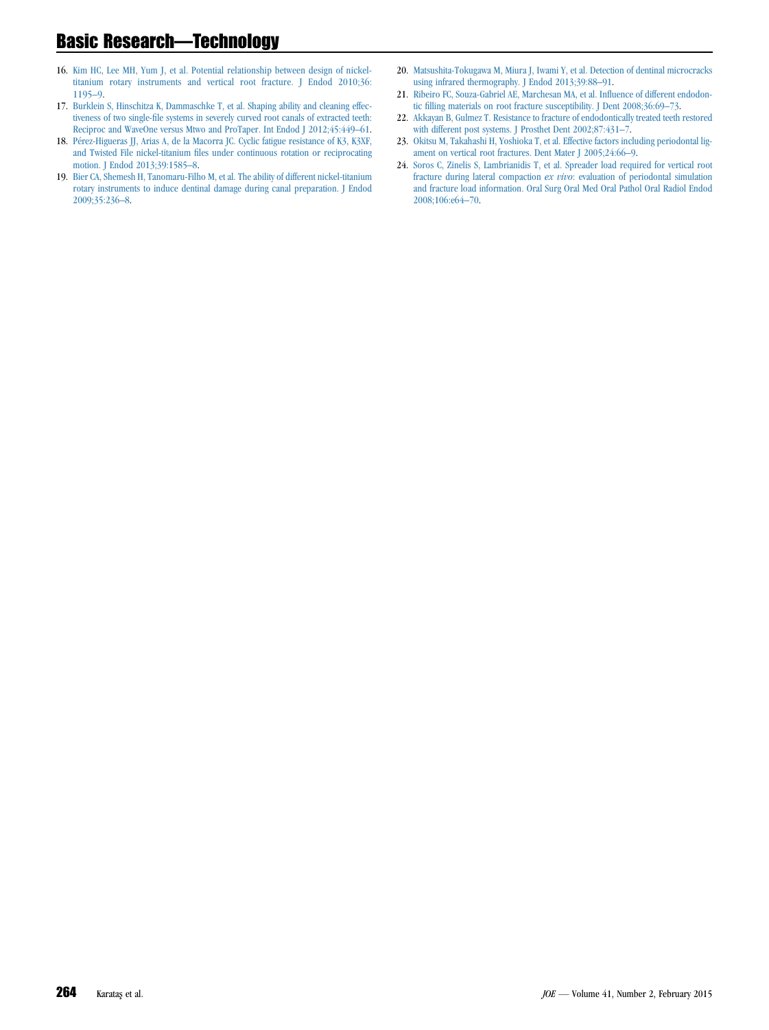16. Kim HC, Lee MH, Yum J, et al. Potential relationship between design of nickel-titanium rotary instruments and vertical root fracture. J Endod 2010;36:1195–9.
17. Burklein S, Hinschitza K, Dammaschke T, et al. Shaping ability and cleaning effectiveness of two single-file systems in severely curved root canals of extracted teeth: Reciproc and WaveOne versus Mtwo and ProTaper. Int Endod J 2012;45:449–61.
18. Pérez-Higueras JJ, Arias A, de la Macorra JC. Cyclic fatigue resistance of K3, K3XF, and Twisted File nickel-titanium files under continuous rotation or reciprocating motion. J Endod 2013;39:1585–8.
19. Bier CA, Shemesh H, Tanomaru-Filho M, et al. The ability of different nickel-titanium rotary instruments to induce dentinal damage during canal preparation. J Endod 2009;35:236–8.
20. Matsushita-Tokugawa M, Miura J, Iwami Y, et al. Detection of dentinal microcracks using infrared thermography. J Endod 2013;39:88–91.
21. Ribeiro FC, Souza-Gabriel AE, Marchesan MA, et al. Influence of different endodontic filling materials on root fracture susceptibility. J Dent 2008;36:69–73.
22. Akkayan B, Gulmez T. Resistance to fracture of endodontically treated teeth restored with different post systems. J Prosthet Dent 2002;87:431–7.
23. Okitsu M, Takahashi H, Yoshioka T, et al. Effective factors including periodontal ligament on vertical root fractures. Dent Mater J 2005;24:66–9.
24. Soros C, Zinelis S, Lambrianidis T, et al. Spreader load required for vertical root fracture during lateral compaction *ex vivo*: evaluation of periodontal simulation and fracture load information. Oral Surg Oral Med Oral Pathol Oral Radiol Endod 2008;106:e64–70.